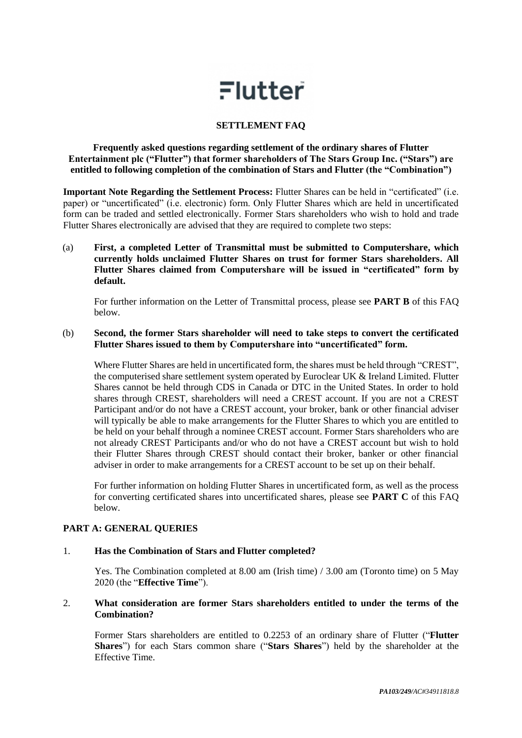Flutter

# SETTLEMENT FAQ

**Frequently asked questions regarding settlement of the ordinary shares of Flutter Entertainment plc ("Flutter") that former shareholders of The Stars Group Inc. ("Stars") are entitled to following completion of the combination of Stars and Flutter (the "Combination")**

**Important Note Regarding the Settlement Process:** Flutter Shares can be held in "certificated" (i.e. paper) or "uncertificated" (i.e. electronic) form. Only Flutter Shares which are held in uncertificated form can be traded and settled electronically. Former Stars shareholders who wish to hold and trade Flutter Shares electronically are advised that they are required to complete two steps:

(a) **First, a completed Letter of Transmittal must be submitted to Computershare, which currently holds unclaimed Flutter Shares on trust for former Stars shareholders. All Flutter Shares claimed from Computershare will be issued in "certificated" form by default.**

For further information on the Letter of Transmittal process, please see **PART B** of this FAQ below.

(b) **Second, the former Stars shareholder will need to take steps to convert the certificated Flutter Shares issued to them by Computershare into "uncertificated" form.**

Where Flutter Shares are held in uncertificated form, the shares must be held through "CREST", the computerised share settlement system operated by Euroclear UK & Ireland Limited. Flutter Shares cannot be held through CDS in Canada or DTC in the United States. In order to hold shares through CREST, shareholders will need a CREST account. If you are not a CREST Participant and/or do not have a CREST account, your broker, bank or other financial adviser will typically be able to make arrangements for the Flutter Shares to which you are entitled to be held on your behalf through a nominee CREST account. Former Stars shareholders who are not already CREST Participants and/or who do not have a CREST account but wish to hold their Flutter Shares through CREST should contact their broker, banker or other financial adviser in order to make arrangements for a CREST account to be set up on their behalf.

For further information on holding Flutter Shares in uncertificated form, as well as the process for converting certificated shares into uncertificated shares, please see **PART C** of this FAQ below.

## PART A: GENERAL QUERIES

1. **Has the Combination of Stars and Flutter completed?**

   Yes. The Combination completed at 8.00 am (Irish time) / 3.00 am (Toronto time) on 5 May 2020 (the "**Effective Time**").

2. **What consideration are former Stars shareholders entitled to under the terms of the Combination?**

   Former Stars shareholders are entitled to 0.2253 of an ordinary share of Flutter ("**Flutter Shares**") for each Stars common share ("**Stars Shares**") held by the shareholder at the Effective Time.

*PA103/249/AC#34911818.8*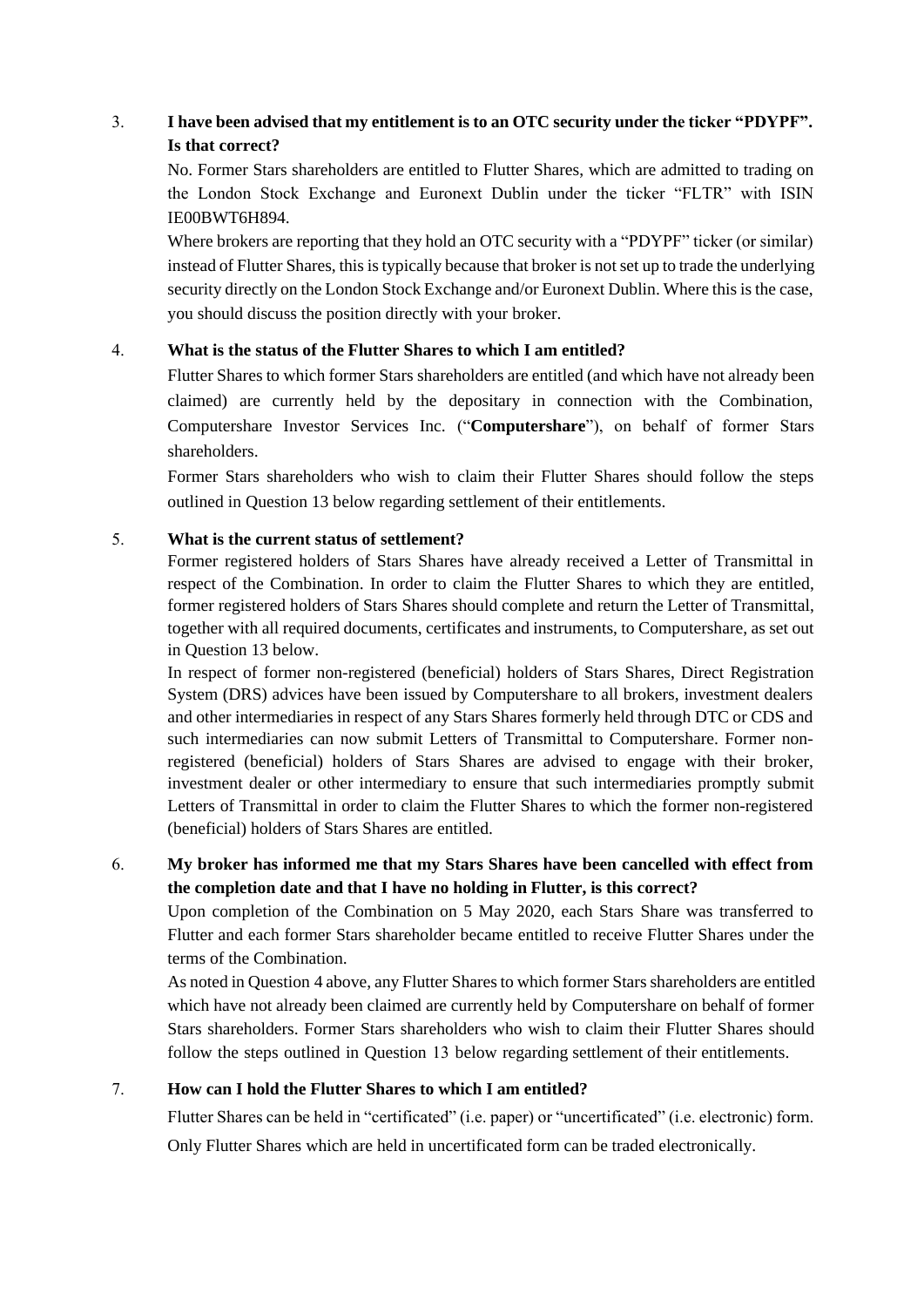3. **I have been advised that my entitlement is to an OTC security under the ticker "PDYPF". Is that correct?**

   No. Former Stars shareholders are entitled to Flutter Shares, which are admitted to trading on the London Stock Exchange and Euronext Dublin under the ticker "FLTR" with ISIN IE00BWT6H894.

   Where brokers are reporting that they hold an OTC security with a "PDYPF" ticker (or similar) instead of Flutter Shares, this is typically because that broker is not set up to trade the underlying security directly on the London Stock Exchange and/or Euronext Dublin. Where this is the case, you should discuss the position directly with your broker.

4. **What is the status of the Flutter Shares to which I am entitled?**

   Flutter Shares to which former Stars shareholders are entitled (and which have not already been claimed) are currently held by the depositary in connection with the Combination, Computershare Investor Services Inc. ("**Computershare**"), on behalf of former Stars shareholders.

   Former Stars shareholders who wish to claim their Flutter Shares should follow the steps outlined in Question 13 below regarding settlement of their entitlements.

5. **What is the current status of settlement?**

   Former registered holders of Stars Shares have already received a Letter of Transmittal in respect of the Combination. In order to claim the Flutter Shares to which they are entitled, former registered holders of Stars Shares should complete and return the Letter of Transmittal, together with all required documents, certificates and instruments, to Computershare, as set out in Question 13 below.

   In respect of former non-registered (beneficial) holders of Stars Shares, Direct Registration System (DRS) advices have been issued by Computershare to all brokers, investment dealers and other intermediaries in respect of any Stars Shares formerly held through DTC or CDS and such intermediaries can now submit Letters of Transmittal to Computershare. Former non-registered (beneficial) holders of Stars Shares are advised to engage with their broker, investment dealer or other intermediary to ensure that such intermediaries promptly submit Letters of Transmittal in order to claim the Flutter Shares to which the former non-registered (beneficial) holders of Stars Shares are entitled.

6. **My broker has informed me that my Stars Shares have been cancelled with effect from the completion date and that I have no holding in Flutter, is this correct?**

   Upon completion of the Combination on 5 May 2020, each Stars Share was transferred to Flutter and each former Stars shareholder became entitled to receive Flutter Shares under the terms of the Combination.

   As noted in Question 4 above, any Flutter Shares to which former Stars shareholders are entitled which have not already been claimed are currently held by Computershare on behalf of former Stars shareholders. Former Stars shareholders who wish to claim their Flutter Shares should follow the steps outlined in Question 13 below regarding settlement of their entitlements.

7. **How can I hold the Flutter Shares to which I am entitled?**

   Flutter Shares can be held in "certificated" (i.e. paper) or "uncertificated" (i.e. electronic) form. Only Flutter Shares which are held in uncertificated form can be traded electronically.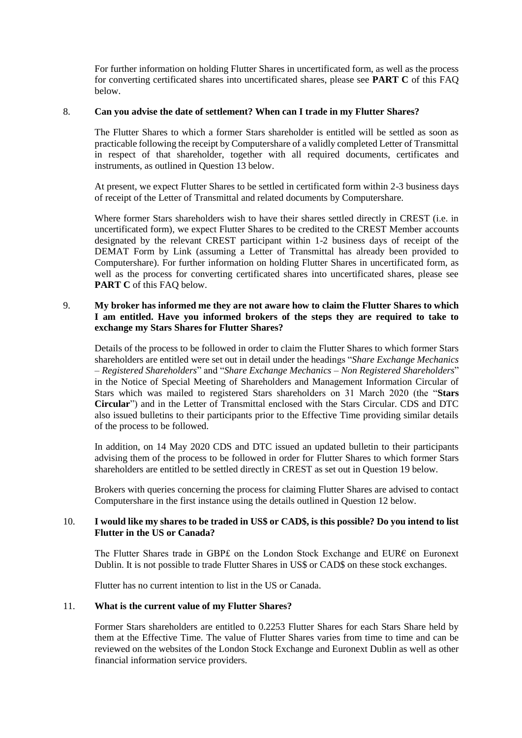For further information on holding Flutter Shares in uncertificated form, as well as the process for converting certificated shares into uncertificated shares, please see **PART C** of this FAQ below.

8. **Can you advise the date of settlement? When can I trade in my Flutter Shares?**

   The Flutter Shares to which a former Stars shareholder is entitled will be settled as soon as practicable following the receipt by Computershare of a validly completed Letter of Transmittal in respect of that shareholder, together with all required documents, certificates and instruments, as outlined in Question 13 below.

   At present, we expect Flutter Shares to be settled in certificated form within 2-3 business days of receipt of the Letter of Transmittal and related documents by Computershare.

   Where former Stars shareholders wish to have their shares settled directly in CREST (i.e. in uncertificated form), we expect Flutter Shares to be credited to the CREST Member accounts designated by the relevant CREST participant within 1-2 business days of receipt of the DEMAT Form by Link (assuming a Letter of Transmittal has already been provided to Computershare). For further information on holding Flutter Shares in uncertificated form, as well as the process for converting certificated shares into uncertificated shares, please see **PART C** of this FAQ below.

9. **My broker has informed me they are not aware how to claim the Flutter Shares to which I am entitled. Have you informed brokers of the steps they are required to take to exchange my Stars Shares for Flutter Shares?**

   Details of the process to be followed in order to claim the Flutter Shares to which former Stars shareholders are entitled were set out in detail under the headings "*Share Exchange Mechanics – Registered Shareholders*" and "*Share Exchange Mechanics – Non Registered Shareholders*" in the Notice of Special Meeting of Shareholders and Management Information Circular of Stars which was mailed to registered Stars shareholders on 31 March 2020 (the "**Stars Circular**") and in the Letter of Transmittal enclosed with the Stars Circular. CDS and DTC also issued bulletins to their participants prior to the Effective Time providing similar details of the process to be followed.

   In addition, on 14 May 2020 CDS and DTC issued an updated bulletin to their participants advising them of the process to be followed in order for Flutter Shares to which former Stars shareholders are entitled to be settled directly in CREST as set out in Question 19 below.

   Brokers with queries concerning the process for claiming Flutter Shares are advised to contact Computershare in the first instance using the details outlined in Question 12 below.

10. **I would like my shares to be traded in US$ or CAD$, is this possible? Do you intend to list Flutter in the US or Canada?**

    The Flutter Shares trade in GBP£ on the London Stock Exchange and EUR€ on Euronext Dublin. It is not possible to trade Flutter Shares in US$ or CAD$ on these stock exchanges.

    Flutter has no current intention to list in the US or Canada.

11. **What is the current value of my Flutter Shares?**

    Former Stars shareholders are entitled to 0.2253 Flutter Shares for each Stars Share held by them at the Effective Time. The value of Flutter Shares varies from time to time and can be reviewed on the websites of the London Stock Exchange and Euronext Dublin as well as other financial information service providers.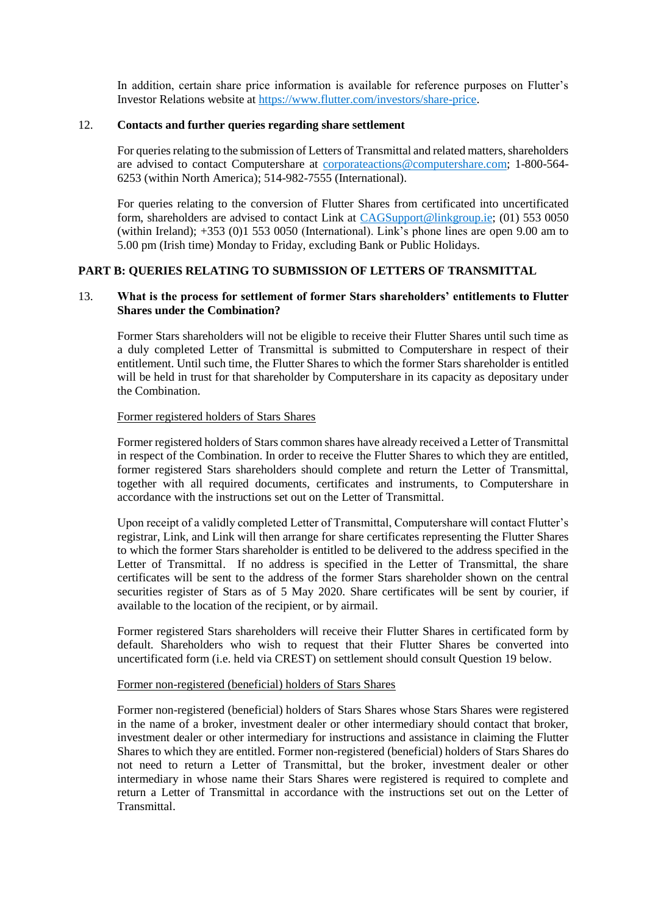In addition, certain share price information is available for reference purposes on Flutter's Investor Relations website at https://www.flutter.com/investors/share-price.

## 12. Contacts and further queries regarding share settlement

For queries relating to the submission of Letters of Transmittal and related matters, shareholders are advised to contact Computershare at corporateactions@computershare.com; 1-800-564-6253 (within North America); 514-982-7555 (International).

For queries relating to the conversion of Flutter Shares from certificated into uncertificated form, shareholders are advised to contact Link at CAGSupport@linkgroup.ie; (01) 553 0050 (within Ireland); +353 (0)1 553 0050 (International). Link's phone lines are open 9.00 am to 5.00 pm (Irish time) Monday to Friday, excluding Bank or Public Holidays.

# PART B: QUERIES RELATING TO SUBMISSION OF LETTERS OF TRANSMITTAL

## 13. What is the process for settlement of former Stars shareholders' entitlements to Flutter Shares under the Combination?

Former Stars shareholders will not be eligible to receive their Flutter Shares until such time as a duly completed Letter of Transmittal is submitted to Computershare in respect of their entitlement. Until such time, the Flutter Shares to which the former Stars shareholder is entitled will be held in trust for that shareholder by Computershare in its capacity as depositary under the Combination.

Former registered holders of Stars Shares

Former registered holders of Stars common shares have already received a Letter of Transmittal in respect of the Combination. In order to receive the Flutter Shares to which they are entitled, former registered Stars shareholders should complete and return the Letter of Transmittal, together with all required documents, certificates and instruments, to Computershare in accordance with the instructions set out on the Letter of Transmittal.

Upon receipt of a validly completed Letter of Transmittal, Computershare will contact Flutter's registrar, Link, and Link will then arrange for share certificates representing the Flutter Shares to which the former Stars shareholder is entitled to be delivered to the address specified in the Letter of Transmittal. If no address is specified in the Letter of Transmittal, the share certificates will be sent to the address of the former Stars shareholder shown on the central securities register of Stars as of 5 May 2020. Share certificates will be sent by courier, if available to the location of the recipient, or by airmail.

Former registered Stars shareholders will receive their Flutter Shares in certificated form by default. Shareholders who wish to request that their Flutter Shares be converted into uncertificated form (i.e. held via CREST) on settlement should consult Question 19 below.

Former non-registered (beneficial) holders of Stars Shares

Former non-registered (beneficial) holders of Stars Shares whose Stars Shares were registered in the name of a broker, investment dealer or other intermediary should contact that broker, investment dealer or other intermediary for instructions and assistance in claiming the Flutter Shares to which they are entitled. Former non-registered (beneficial) holders of Stars Shares do not need to return a Letter of Transmittal, but the broker, investment dealer or other intermediary in whose name their Stars Shares were registered is required to complete and return a Letter of Transmittal in accordance with the instructions set out on the Letter of Transmittal.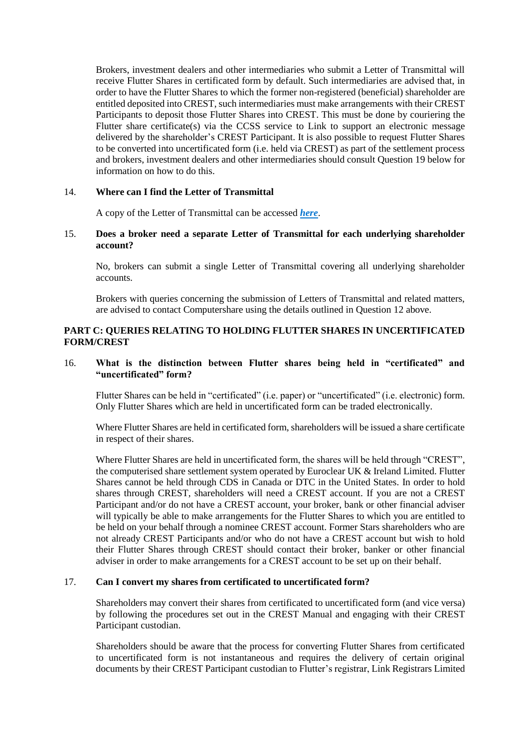Brokers, investment dealers and other intermediaries who submit a Letter of Transmittal will receive Flutter Shares in certificated form by default. Such intermediaries are advised that, in order to have the Flutter Shares to which the former non-registered (beneficial) shareholder are entitled deposited into CREST, such intermediaries must make arrangements with their CREST Participants to deposit those Flutter Shares into CREST. This must be done by couriering the Flutter share certificate(s) via the CCSS service to Link to support an electronic message delivered by the shareholder's CREST Participant. It is also possible to request Flutter Shares to be converted into uncertificated form (i.e. held via CREST) as part of the settlement process and brokers, investment dealers and other intermediaries should consult Question 19 below for information on how to do this.

14. **Where can I find the Letter of Transmittal**

A copy of the Letter of Transmittal can be accessed ***here***.

15. **Does a broker need a separate Letter of Transmittal for each underlying shareholder account?**

No, brokers can submit a single Letter of Transmittal covering all underlying shareholder accounts.

Brokers with queries concerning the submission of Letters of Transmittal and related matters, are advised to contact Computershare using the details outlined in Question 12 above.

## PART C: QUERIES RELATING TO HOLDING FLUTTER SHARES IN UNCERTIFICATED FORM/CREST

16. **What is the distinction between Flutter shares being held in "certificated" and "uncertificated" form?**

Flutter Shares can be held in "certificated" (i.e. paper) or "uncertificated" (i.e. electronic) form. Only Flutter Shares which are held in uncertificated form can be traded electronically.

Where Flutter Shares are held in certificated form, shareholders will be issued a share certificate in respect of their shares.

Where Flutter Shares are held in uncertificated form, the shares will be held through "CREST", the computerised share settlement system operated by Euroclear UK & Ireland Limited. Flutter Shares cannot be held through CDS in Canada or DTC in the United States. In order to hold shares through CREST, shareholders will need a CREST account. If you are not a CREST Participant and/or do not have a CREST account, your broker, bank or other financial adviser will typically be able to make arrangements for the Flutter Shares to which you are entitled to be held on your behalf through a nominee CREST account. Former Stars shareholders who are not already CREST Participants and/or who do not have a CREST account but wish to hold their Flutter Shares through CREST should contact their broker, banker or other financial adviser in order to make arrangements for a CREST account to be set up on their behalf.

17. **Can I convert my shares from certificated to uncertificated form?**

Shareholders may convert their shares from certificated to uncertificated form (and vice versa) by following the procedures set out in the CREST Manual and engaging with their CREST Participant custodian.

Shareholders should be aware that the process for converting Flutter Shares from certificated to uncertificated form is not instantaneous and requires the delivery of certain original documents by their CREST Participant custodian to Flutter's registrar, Link Registrars Limited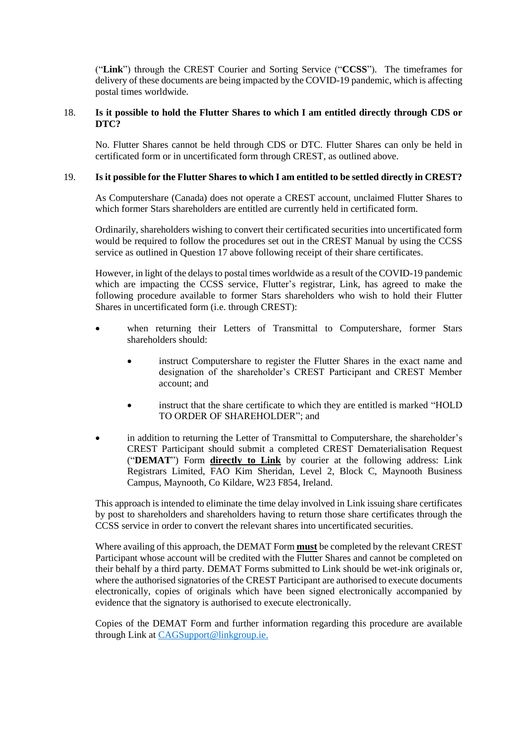("**Link**") through the CREST Courier and Sorting Service ("**CCSS**"). The timeframes for delivery of these documents are being impacted by the COVID-19 pandemic, which is affecting postal times worldwide.

18. **Is it possible to hold the Flutter Shares to which I am entitled directly through CDS or DTC?**

No. Flutter Shares cannot be held through CDS or DTC. Flutter Shares can only be held in certificated form or in uncertificated form through CREST, as outlined above.

19. **Is it possible for the Flutter Shares to which I am entitled to be settled directly in CREST?**

As Computershare (Canada) does not operate a CREST account, unclaimed Flutter Shares to which former Stars shareholders are entitled are currently held in certificated form.

Ordinarily, shareholders wishing to convert their certificated securities into uncertificated form would be required to follow the procedures set out in the CREST Manual by using the CCSS service as outlined in Question 17 above following receipt of their share certificates.

However, in light of the delays to postal times worldwide as a result of the COVID-19 pandemic which are impacting the CCSS service, Flutter's registrar, Link, has agreed to make the following procedure available to former Stars shareholders who wish to hold their Flutter Shares in uncertificated form (i.e. through CREST):

- when returning their Letters of Transmittal to Computershare, former Stars shareholders should:
  - instruct Computershare to register the Flutter Shares in the exact name and designation of the shareholder's CREST Participant and CREST Member account; and
  - instruct that the share certificate to which they are entitled is marked "HOLD TO ORDER OF SHAREHOLDER"; and
- in addition to returning the Letter of Transmittal to Computershare, the shareholder's CREST Participant should submit a completed CREST Dematerialisation Request ("**DEMAT**") Form **<u>directly to Link</u>** by courier at the following address: Link Registrars Limited, FAO Kim Sheridan, Level 2, Block C, Maynooth Business Campus, Maynooth, Co Kildare, W23 F854, Ireland.

This approach is intended to eliminate the time delay involved in Link issuing share certificates by post to shareholders and shareholders having to return those share certificates through the CCSS service in order to convert the relevant shares into uncertificated securities.

Where availing of this approach, the DEMAT Form **<u>must</u>** be completed by the relevant CREST Participant whose account will be credited with the Flutter Shares and cannot be completed on their behalf by a third party. DEMAT Forms submitted to Link should be wet-ink originals or, where the authorised signatories of the CREST Participant are authorised to execute documents electronically, copies of originals which have been signed electronically accompanied by evidence that the signatory is authorised to execute electronically.

Copies of the DEMAT Form and further information regarding this procedure are available through Link at CAGSupport@linkgroup.ie.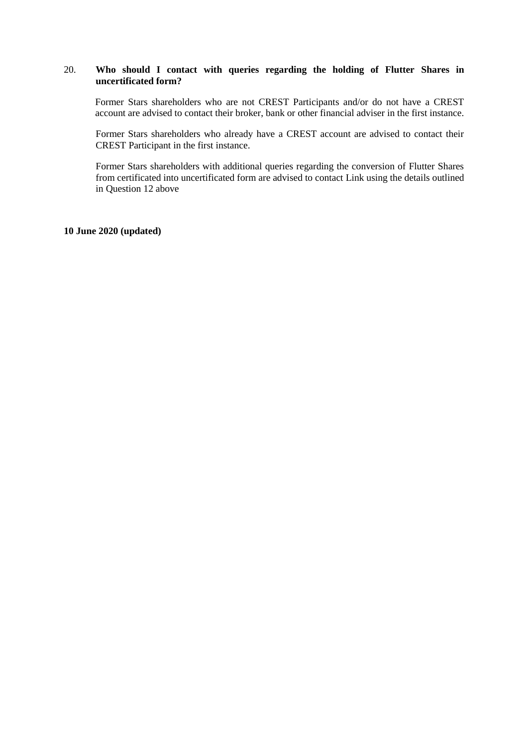20. **Who should I contact with queries regarding the holding of Flutter Shares in uncertificated form?**

Former Stars shareholders who are not CREST Participants and/or do not have a CREST account are advised to contact their broker, bank or other financial adviser in the first instance.

Former Stars shareholders who already have a CREST account are advised to contact their CREST Participant in the first instance.

Former Stars shareholders with additional queries regarding the conversion of Flutter Shares from certificated into uncertificated form are advised to contact Link using the details outlined in Question 12 above

**10 June 2020 (updated)**